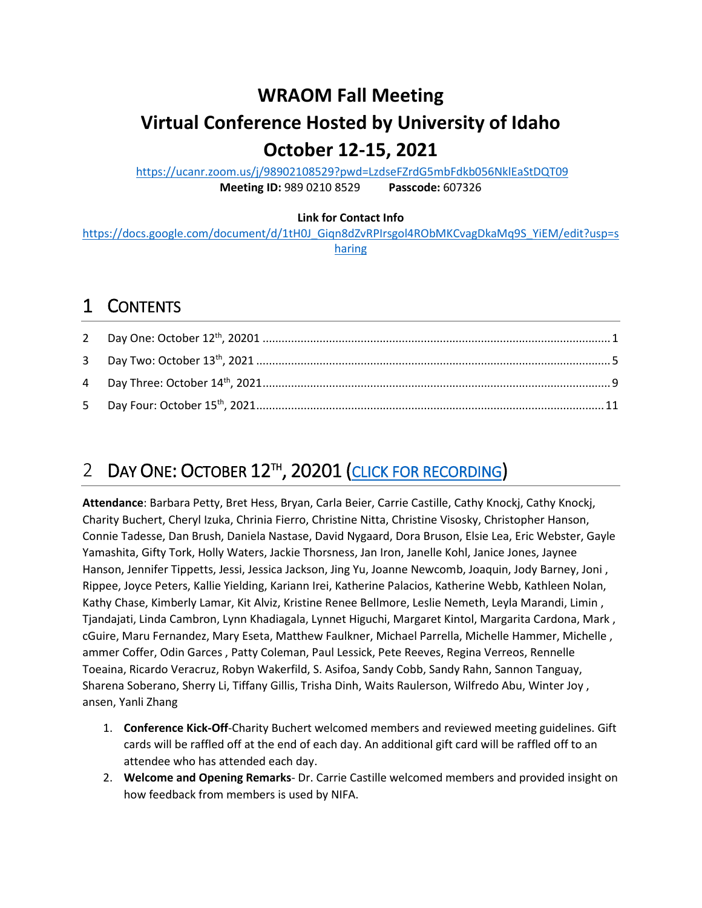# WRAOM Fall Meeting
# Virtual Conference Hosted by University of Idaho
# October 12-15, 2021

https://ucanr.zoom.us/j/98902108529?pwd=LzdseFZrdG5mbFdkb056NklEaStDQT09
**Meeting ID:** 989 0210 8529 **Passcode:** 607326

**Link for Contact Info**
https://docs.google.com/document/d/1tH0J_Giqn8dZvRPIrsgol4RObMKCvagDkaMq9S_YiEM/edit?usp=sharing

## 1 CONTENTS

2 Day One: October 12th, 20201 ........ 1
3 Day Two: October 13th, 2021 ........ 5
4 Day Three: October 14th, 2021 ........ 9
5 Day Four: October 15th, 2021 ........ 11

## 2 DAY ONE: OCTOBER 12TH, 20201 (CLICK FOR RECORDING)

**Attendance**: Barbara Petty, Bret Hess, Bryan, Carla Beier, Carrie Castille, Cathy Knockj, Cathy Knockj, Charity Buchert, Cheryl Izuka, Chrinia Fierro, Christine Nitta, Christine Visosky, Christopher Hanson, Connie Tadesse, Dan Brush, Daniela Nastase, David Nygaard, Dora Bruson, Elsie Lea, Eric Webster, Gayle Yamashita, Gifty Tork, Holly Waters, Jackie Thorsness, Jan Iron, Janelle Kohl, Janice Jones, Jaynee Hanson, Jennifer Tippetts, Jessi, Jessica Jackson, Jing Yu, Joanne Newcomb, Joaquin, Jody Barney, Joni , Rippee, Joyce Peters, Kallie Yielding, Kariann Irei, Katherine Palacios, Katherine Webb, Kathleen Nolan, Kathy Chase, Kimberly Lamar, Kit Alviz, Kristine Renee Bellmore, Leslie Nemeth, Leyla Marandi, Limin , Tjandajati, Linda Cambron, Lynn Khadiagala, Lynnet Higuchi, Margaret Kintol, Margarita Cardona, Mark , cGuire, Maru Fernandez, Mary Eseta, Matthew Faulkner, Michael Parrella, Michelle Hammer, Michelle , ammer Coffer, Odin Garces , Patty Coleman, Paul Lessick, Pete Reeves, Regina Verreos, Rennelle Toeaina, Ricardo Veracruz, Robyn Wakerfild, S. Asifoa, Sandy Cobb, Sandy Rahn, Sannon Tanguay, Sharena Soberano, Sherry Li, Tiffany Gillis, Trisha Dinh, Waits Raulerson, Wilfredo Abu, Winter Joy , ansen, Yanli Zhang

1. **Conference Kick-Off**-Charity Buchert welcomed members and reviewed meeting guidelines. Gift cards will be raffled off at the end of each day. An additional gift card will be raffled off to an attendee who has attended each day.
2. **Welcome and Opening Remarks**- Dr. Carrie Castille welcomed members and provided insight on how feedback from members is used by NIFA.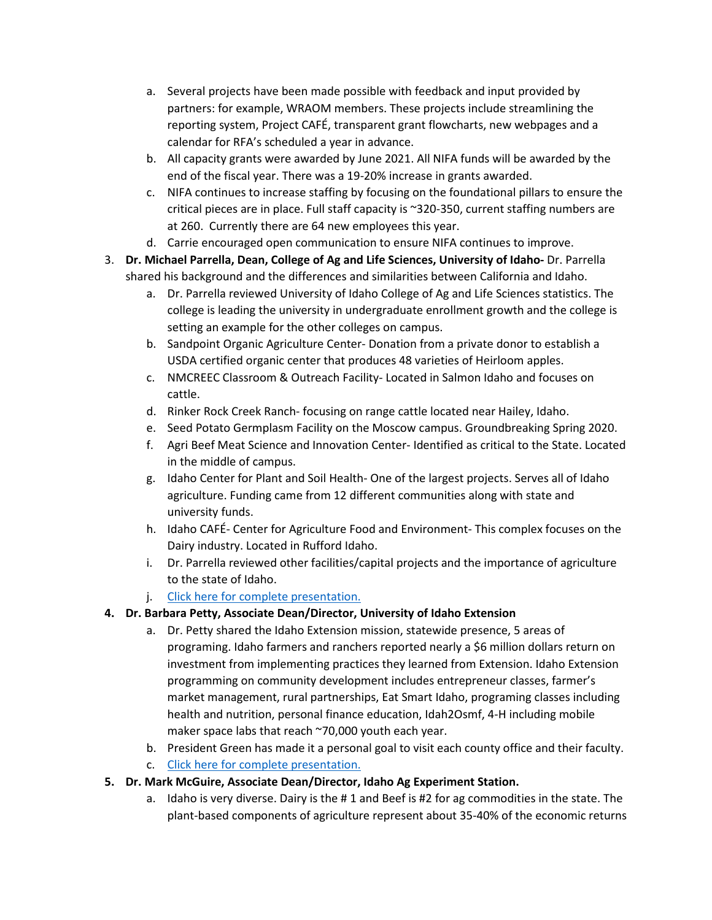a. Several projects have been made possible with feedback and input provided by partners: for example, WRAOM members. These projects include streamlining the reporting system, Project CAFÉ, transparent grant flowcharts, new webpages and a calendar for RFA's scheduled a year in advance.
   b. All capacity grants were awarded by June 2021. All NIFA funds will be awarded by the end of the fiscal year. There was a 19-20% increase in grants awarded.
   c. NIFA continues to increase staffing by focusing on the foundational pillars to ensure the critical pieces are in place. Full staff capacity is ~320-350, current staffing numbers are at 260. Currently there are 64 new employees this year.
   d. Carrie encouraged open communication to ensure NIFA continues to improve.

3. **Dr. Michael Parrella, Dean, College of Ag and Life Sciences, University of Idaho-** Dr. Parrella shared his background and the differences and similarities between California and Idaho.
   a. Dr. Parrella reviewed University of Idaho College of Ag and Life Sciences statistics. The college is leading the university in undergraduate enrollment growth and the college is setting an example for the other colleges on campus.
   b. Sandpoint Organic Agriculture Center- Donation from a private donor to establish a USDA certified organic center that produces 48 varieties of Heirloom apples.
   c. NMCREEC Classroom & Outreach Facility- Located in Salmon Idaho and focuses on cattle.
   d. Rinker Rock Creek Ranch- focusing on range cattle located near Hailey, Idaho.
   e. Seed Potato Germplasm Facility on the Moscow campus. Groundbreaking Spring 2020.
   f. Agri Beef Meat Science and Innovation Center- Identified as critical to the State. Located in the middle of campus.
   g. Idaho Center for Plant and Soil Health- One of the largest projects. Serves all of Idaho agriculture. Funding came from 12 different communities along with state and university funds.
   h. Idaho CAFÉ- Center for Agriculture Food and Environment- This complex focuses on the Dairy industry. Located in Rufford Idaho.
   i. Dr. Parrella reviewed other facilities/capital projects and the importance of agriculture to the state of Idaho.
   j. Click here for complete presentation.

4. **Dr. Barbara Petty, Associate Dean/Director, University of Idaho Extension**
   a. Dr. Petty shared the Idaho Extension mission, statewide presence, 5 areas of programing. Idaho farmers and ranchers reported nearly a $6 million dollars return on investment from implementing practices they learned from Extension. Idaho Extension programming on community development includes entrepreneur classes, farmer's market management, rural partnerships, Eat Smart Idaho, programing classes including health and nutrition, personal finance education, Idah2Osmf, 4-H including mobile maker space labs that reach ~70,000 youth each year.
   b. President Green has made it a personal goal to visit each county office and their faculty.
   c. Click here for complete presentation.

5. **Dr. Mark McGuire, Associate Dean/Director, Idaho Ag Experiment Station.**
   a. Idaho is very diverse. Dairy is the # 1 and Beef is #2 for ag commodities in the state. The plant-based components of agriculture represent about 35-40% of the economic returns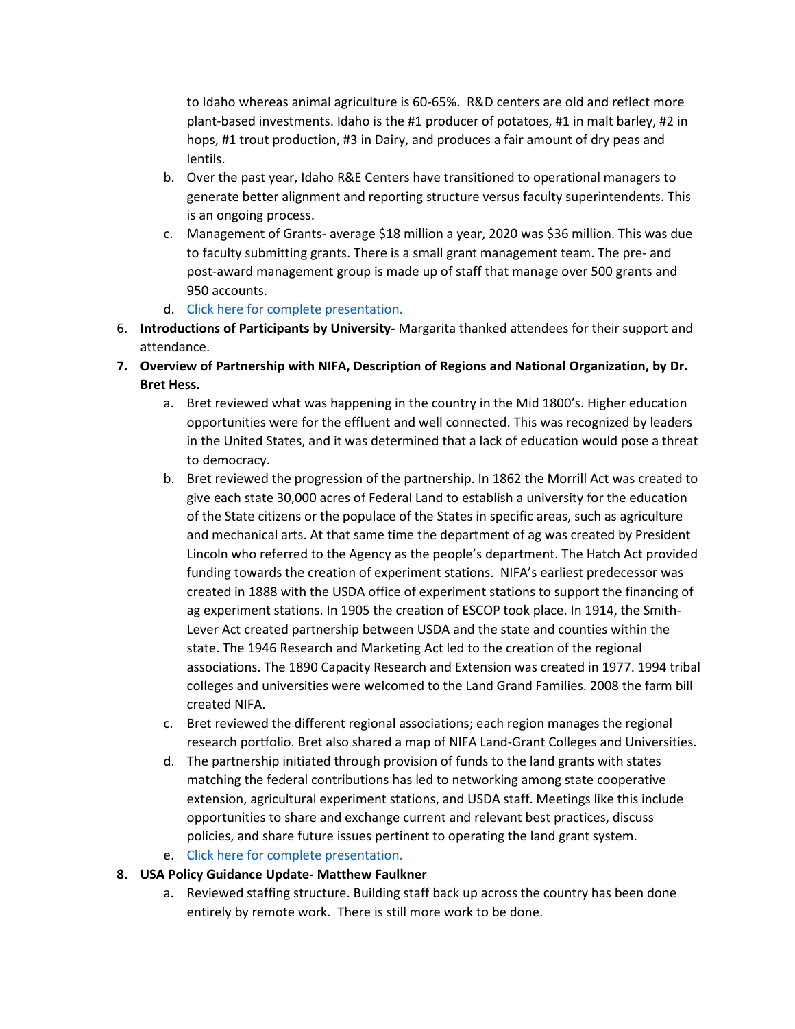to Idaho whereas animal agriculture is 60-65%. R&D centers are old and reflect more plant-based investments. Idaho is the #1 producer of potatoes, #1 in malt barley, #2 in hops, #1 trout production, #3 in Dairy, and produces a fair amount of dry peas and lentils.

   b. Over the past year, Idaho R&E Centers have transitioned to operational managers to generate better alignment and reporting structure versus faculty superintendents. This is an ongoing process.
   c. Management of Grants- average $18 million a year, 2020 was $36 million. This was due to faculty submitting grants. There is a small grant management team. The pre- and post-award management group is made up of staff that manage over 500 grants and 950 accounts.
   d. Click here for complete presentation.

6. **Introductions of Participants by University-** Margarita thanked attendees for their support and attendance.
7. **Overview of Partnership with NIFA, Description of Regions and National Organization, by Dr. Bret Hess.**
   a. Bret reviewed what was happening in the country in the Mid 1800's. Higher education opportunities were for the effluent and well connected. This was recognized by leaders in the United States, and it was determined that a lack of education would pose a threat to democracy.
   b. Bret reviewed the progression of the partnership. In 1862 the Morrill Act was created to give each state 30,000 acres of Federal Land to establish a university for the education of the State citizens or the populace of the States in specific areas, such as agriculture and mechanical arts. At that same time the department of ag was created by President Lincoln who referred to the Agency as the people's department. The Hatch Act provided funding towards the creation of experiment stations. NIFA's earliest predecessor was created in 1888 with the USDA office of experiment stations to support the financing of ag experiment stations. In 1905 the creation of ESCOP took place. In 1914, the Smith-Lever Act created partnership between USDA and the state and counties within the state. The 1946 Research and Marketing Act led to the creation of the regional associations. The 1890 Capacity Research and Extension was created in 1977. 1994 tribal colleges and universities were welcomed to the Land Grand Families. 2008 the farm bill created NIFA.
   c. Bret reviewed the different regional associations; each region manages the regional research portfolio. Bret also shared a map of NIFA Land-Grant Colleges and Universities.
   d. The partnership initiated through provision of funds to the land grants with states matching the federal contributions has led to networking among state cooperative extension, agricultural experiment stations, and USDA staff. Meetings like this include opportunities to share and exchange current and relevant best practices, discuss policies, and share future issues pertinent to operating the land grant system.
   e. Click here for complete presentation.
8. **USA Policy Guidance Update- Matthew Faulkner**
   a. Reviewed staffing structure. Building staff back up across the country has been done entirely by remote work. There is still more work to be done.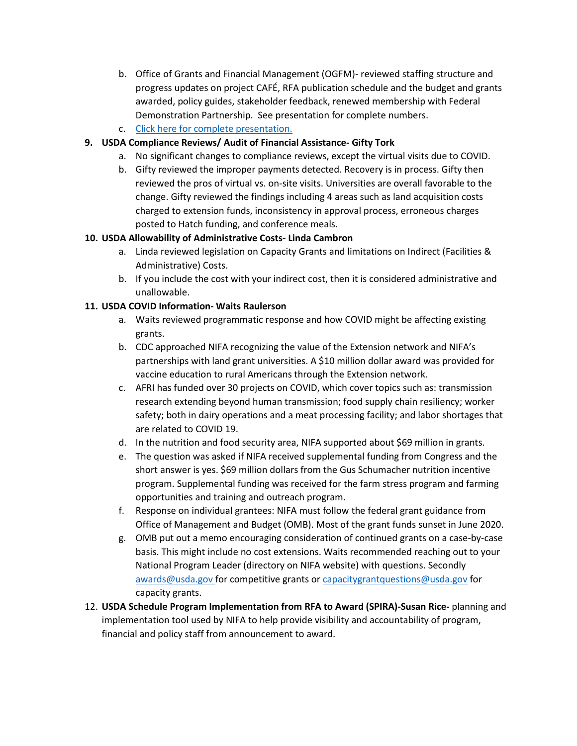b. Office of Grants and Financial Management (OGFM)- reviewed staffing structure and progress updates on project CAFÉ, RFA publication schedule and the budget and grants awarded, policy guides, stakeholder feedback, renewed membership with Federal Demonstration Partnership. See presentation for complete numbers.
   c. [Click here for complete presentation.]()

9. **USDA Compliance Reviews/ Audit of Financial Assistance- Gifty Tork**
   a. No significant changes to compliance reviews, except the virtual visits due to COVID.
   b. Gifty reviewed the improper payments detected. Recovery is in process. Gifty then reviewed the pros of virtual vs. on-site visits. Universities are overall favorable to the change. Gifty reviewed the findings including 4 areas such as land acquisition costs charged to extension funds, inconsistency in approval process, erroneous charges posted to Hatch funding, and conference meals.

10. **USDA Allowability of Administrative Costs- Linda Cambron**
    a. Linda reviewed legislation on Capacity Grants and limitations on Indirect (Facilities & Administrative) Costs.
    b. If you include the cost with your indirect cost, then it is considered administrative and unallowable.

11. **USDA COVID Information- Waits Raulerson**
    a. Waits reviewed programmatic response and how COVID might be affecting existing grants.
    b. CDC approached NIFA recognizing the value of the Extension network and NIFA's partnerships with land grant universities. A $10 million dollar award was provided for vaccine education to rural Americans through the Extension network.
    c. AFRI has funded over 30 projects on COVID, which cover topics such as: transmission research extending beyond human transmission; food supply chain resiliency; worker safety; both in dairy operations and a meat processing facility; and labor shortages that are related to COVID 19.
    d. In the nutrition and food security area, NIFA supported about $69 million in grants.
    e. The question was asked if NIFA received supplemental funding from Congress and the short answer is yes. $69 million dollars from the Gus Schumacher nutrition incentive program. Supplemental funding was received for the farm stress program and farming opportunities and training and outreach program.
    f. Response on individual grantees: NIFA must follow the federal grant guidance from Office of Management and Budget (OMB). Most of the grant funds sunset in June 2020.
    g. OMB put out a memo encouraging consideration of continued grants on a case-by-case basis. This might include no cost extensions. Waits recommended reaching out to your National Program Leader (directory on NIFA website) with questions. Secondly [awards@usda.gov](mailto:awards@usda.gov) for competitive grants or [capacitygrantquestions@usda.gov](mailto:capacitygrantquestions@usda.gov) for capacity grants.

12. **USDA Schedule Program Implementation from RFA to Award (SPIRA)-Susan Rice-** planning and implementation tool used by NIFA to help provide visibility and accountability of program, financial and policy staff from announcement to award.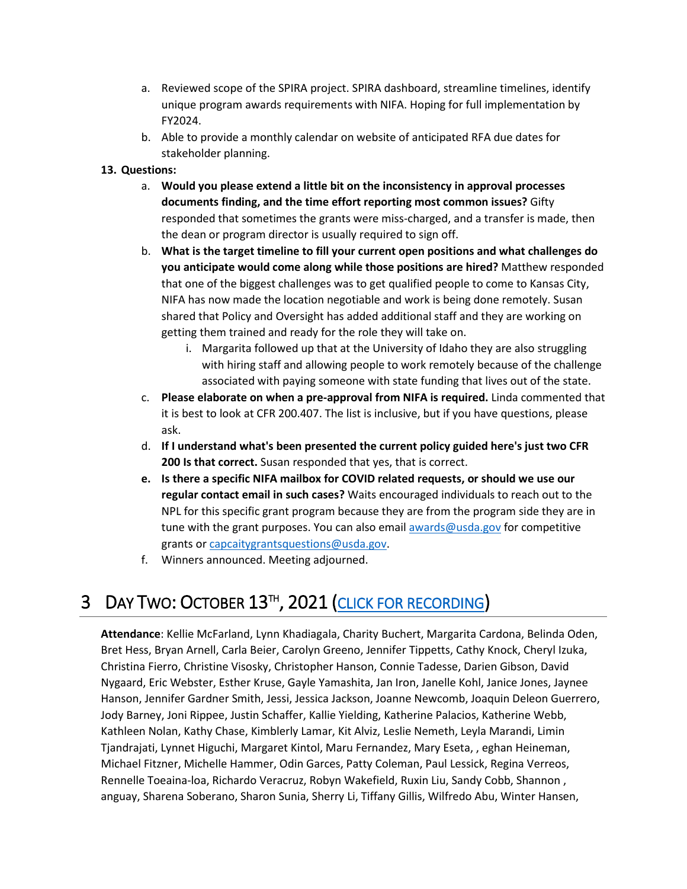a. Reviewed scope of the SPIRA project. SPIRA dashboard, streamline timelines, identify unique program awards requirements with NIFA. Hoping for full implementation by FY2024.
   b. Able to provide a monthly calendar on website of anticipated RFA due dates for stakeholder planning.

13. **Questions:**
   a. **Would you please extend a little bit on the inconsistency in approval processes documents finding, and the time effort reporting most common issues?** Gifty responded that sometimes the grants were miss-charged, and a transfer is made, then the dean or program director is usually required to sign off.
   b. **What is the target timeline to fill your current open positions and what challenges do you anticipate would come along while those positions are hired?** Matthew responded that one of the biggest challenges was to get qualified people to come to Kansas City, NIFA has now made the location negotiable and work is being done remotely. Susan shared that Policy and Oversight has added additional staff and they are working on getting them trained and ready for the role they will take on.
      i. Margarita followed up that at the University of Idaho they are also struggling with hiring staff and allowing people to work remotely because of the challenge associated with paying someone with state funding that lives out of the state.
   c. **Please elaborate on when a pre-approval from NIFA is required.** Linda commented that it is best to look at CFR 200.407. The list is inclusive, but if you have questions, please ask.
   d. **If I understand what's been presented the current policy guided here's just two CFR 200 Is that correct.** Susan responded that yes, that is correct.
   e. **Is there a specific NIFA mailbox for COVID related requests, or should we use our regular contact email in such cases?** Waits encouraged individuals to reach out to the NPL for this specific grant program because they are from the program side they are in tune with the grant purposes. You can also email [awards@usda.gov](mailto:awards@usda.gov) for competitive grants or [capcaitygrantsquestions@usda.gov](mailto:capcaitygrantsquestions@usda.gov).
   f. Winners announced. Meeting adjourned.

# 3 Day Two: October 13th, 2021 ([Click for Recording]())

**Attendance**: Kellie McFarland, Lynn Khadiagala, Charity Buchert, Margarita Cardona, Belinda Oden, Bret Hess, Bryan Arnell, Carla Beier, Carolyn Greeno, Jennifer Tippetts, Cathy Knock, Cheryl Izuka, Christina Fierro, Christine Visosky, Christopher Hanson, Connie Tadesse, Darien Gibson, David Nygaard, Eric Webster, Esther Kruse, Gayle Yamashita, Jan Iron, Janelle Kohl, Janice Jones, Jaynee Hanson, Jennifer Gardner Smith, Jessi, Jessica Jackson, Joanne Newcomb, Joaquin Deleon Guerrero, Jody Barney, Joni Rippee, Justin Schaffer, Kallie Yielding, Katherine Palacios, Katherine Webb, Kathleen Nolan, Kathy Chase, Kimblerly Lamar, Kit Alviz, Leslie Nemeth, Leyla Marandi, Limin Tjandrajati, Lynnet Higuchi, Margaret Kintol, Maru Fernandez, Mary Eseta, , eghan Heineman, Michael Fitzner, Michelle Hammer, Odin Garces, Patty Coleman, Paul Lessick, Regina Verreos, Rennelle Toeaina-loa, Richardo Veracruz, Robyn Wakefield, Ruxin Liu, Sandy Cobb, Shannon , anguay, Sharena Soberano, Sharon Sunia, Sherry Li, Tiffany Gillis, Wilfredo Abu, Winter Hansen,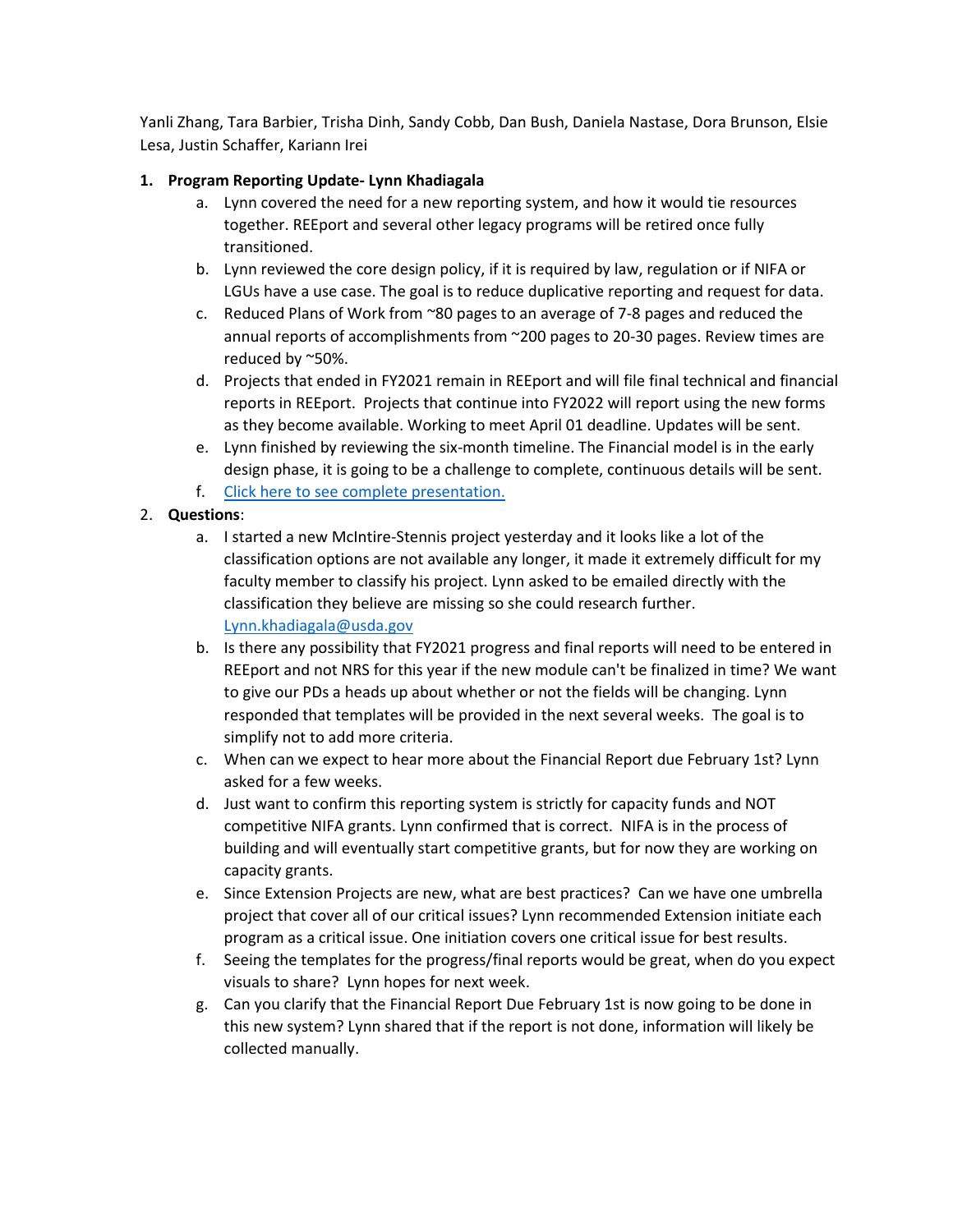Yanli Zhang, Tara Barbier, Trisha Dinh, Sandy Cobb, Dan Bush, Daniela Nastase, Dora Brunson, Elsie Lesa, Justin Schaffer, Kariann Irei

1. **Program Reporting Update- Lynn Khadiagala**
    a. Lynn covered the need for a new reporting system, and how it would tie resources together. REEport and several other legacy programs will be retired once fully transitioned.
    b. Lynn reviewed the core design policy, if it is required by law, regulation or if NIFA or LGUs have a use case. The goal is to reduce duplicative reporting and request for data.
    c. Reduced Plans of Work from ~80 pages to an average of 7-8 pages and reduced the annual reports of accomplishments from ~200 pages to 20-30 pages. Review times are reduced by ~50%.
    d. Projects that ended in FY2021 remain in REEport and will file final technical and financial reports in REEport. Projects that continue into FY2022 will report using the new forms as they become available. Working to meet April 01 deadline. Updates will be sent.
    e. Lynn finished by reviewing the six-month timeline. The Financial model is in the early design phase, it is going to be a challenge to complete, continuous details will be sent.
    f. [Click here to see complete presentation.]()
2. **Questions**:
    a. I started a new McIntire-Stennis project yesterday and it looks like a lot of the classification options are not available any longer, it made it extremely difficult for my faculty member to classify his project. Lynn asked to be emailed directly with the classification they believe are missing so she could research further. [Lynn.khadiagala@usda.gov](mailto:Lynn.khadiagala@usda.gov)
    b. Is there any possibility that FY2021 progress and final reports will need to be entered in REEport and not NRS for this year if the new module can't be finalized in time? We want to give our PDs a heads up about whether or not the fields will be changing. Lynn responded that templates will be provided in the next several weeks. The goal is to simplify not to add more criteria.
    c. When can we expect to hear more about the Financial Report due February 1st? Lynn asked for a few weeks.
    d. Just want to confirm this reporting system is strictly for capacity funds and NOT competitive NIFA grants. Lynn confirmed that is correct. NIFA is in the process of building and will eventually start competitive grants, but for now they are working on capacity grants.
    e. Since Extension Projects are new, what are best practices? Can we have one umbrella project that cover all of our critical issues? Lynn recommended Extension initiate each program as a critical issue. One initiation covers one critical issue for best results.
    f. Seeing the templates for the progress/final reports would be great, when do you expect visuals to share? Lynn hopes for next week.
    g. Can you clarify that the Financial Report Due February 1st is now going to be done in this new system? Lynn shared that if the report is not done, information will likely be collected manually.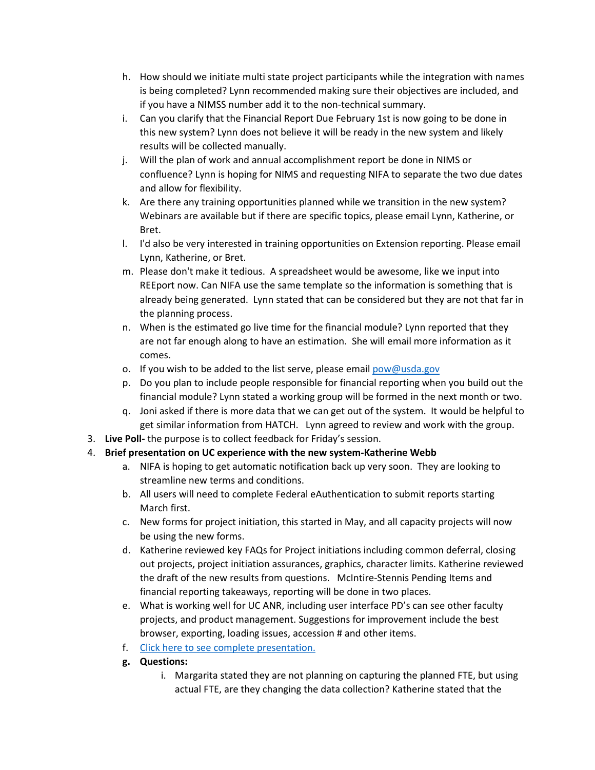h. How should we initiate multi state project participants while the integration with names is being completed? Lynn recommended making sure their objectives are included, and if you have a NIMSS number add it to the non-technical summary.
   i. Can you clarify that the Financial Report Due February 1st is now going to be done in this new system? Lynn does not believe it will be ready in the new system and likely results will be collected manually.
   j. Will the plan of work and annual accomplishment report be done in NIMS or confluence? Lynn is hoping for NIMS and requesting NIFA to separate the two due dates and allow for flexibility.
   k. Are there any training opportunities planned while we transition in the new system? Webinars are available but if there are specific topics, please email Lynn, Katherine, or Bret.
   l. I'd also be very interested in training opportunities on Extension reporting. Please email Lynn, Katherine, or Bret.
   m. Please don't make it tedious. A spreadsheet would be awesome, like we input into REEport now. Can NIFA use the same template so the information is something that is already being generated. Lynn stated that can be considered but they are not that far in the planning process.
   n. When is the estimated go live time for the financial module? Lynn reported that they are not far enough along to have an estimation. She will email more information as it comes.
   o. If you wish to be added to the list serve, please email [pow@usda.gov](mailto:pow@usda.gov)
   p. Do you plan to include people responsible for financial reporting when you build out the financial module? Lynn stated a working group will be formed in the next month or two.
   q. Joni asked if there is more data that we can get out of the system. It would be helpful to get similar information from HATCH. Lynn agreed to review and work with the group.

3. **Live Poll-** the purpose is to collect feedback for Friday's session.
4. **Brief presentation on UC experience with the new system-Katherine Webb**
   a. NIFA is hoping to get automatic notification back up very soon. They are looking to streamline new terms and conditions.
   b. All users will need to complete Federal eAuthentication to submit reports starting March first.
   c. New forms for project initiation, this started in May, and all capacity projects will now be using the new forms.
   d. Katherine reviewed key FAQs for Project initiations including common deferral, closing out projects, project initiation assurances, graphics, character limits. Katherine reviewed the draft of the new results from questions. McIntire-Stennis Pending Items and financial reporting takeaways, reporting will be done in two places.
   e. What is working well for UC ANR, including user interface PD's can see other faculty projects, and product management. Suggestions for improvement include the best browser, exporting, loading issues, accession # and other items.
   f. Click here to see complete presentation.
   g. **Questions:**
      i. Margarita stated they are not planning on capturing the planned FTE, but using actual FTE, are they changing the data collection? Katherine stated that the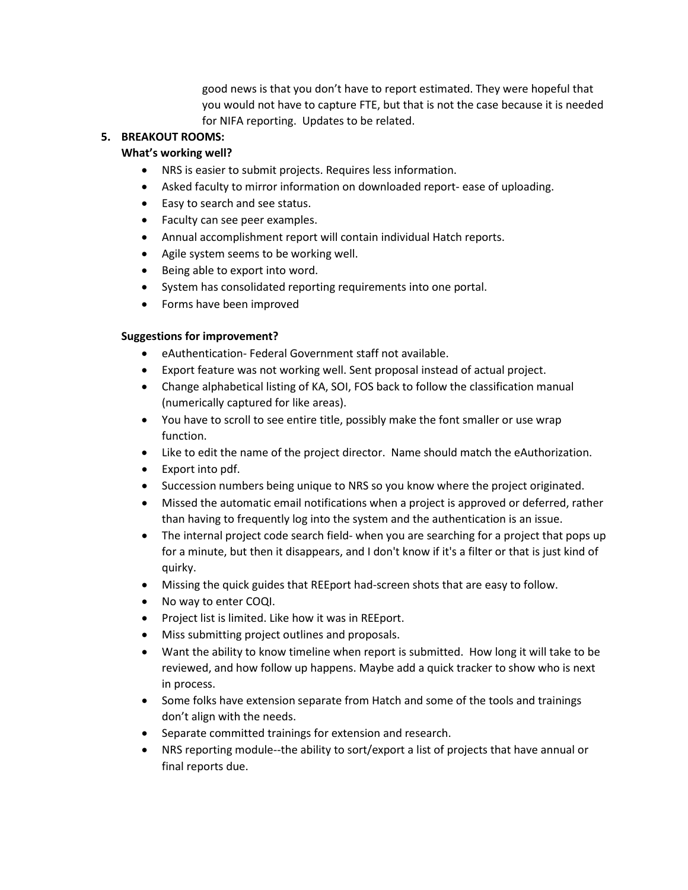good news is that you don't have to report estimated. They were hopeful that you would not have to capture FTE, but that is not the case because it is needed for NIFA reporting. Updates to be related.

5. **BREAKOUT ROOMS:**

**What's working well?**

- NRS is easier to submit projects. Requires less information.
- Asked faculty to mirror information on downloaded report- ease of uploading.
- Easy to search and see status.
- Faculty can see peer examples.
- Annual accomplishment report will contain individual Hatch reports.
- Agile system seems to be working well.
- Being able to export into word.
- System has consolidated reporting requirements into one portal.
- Forms have been improved

**Suggestions for improvement?**

- eAuthentication- Federal Government staff not available.
- Export feature was not working well. Sent proposal instead of actual project.
- Change alphabetical listing of KA, SOI, FOS back to follow the classification manual (numerically captured for like areas).
- You have to scroll to see entire title, possibly make the font smaller or use wrap function.
- Like to edit the name of the project director. Name should match the eAuthorization.
- Export into pdf.
- Succession numbers being unique to NRS so you know where the project originated.
- Missed the automatic email notifications when a project is approved or deferred, rather than having to frequently log into the system and the authentication is an issue.
- The internal project code search field- when you are searching for a project that pops up for a minute, but then it disappears, and I don't know if it's a filter or that is just kind of quirky.
- Missing the quick guides that REEport had-screen shots that are easy to follow.
- No way to enter COQI.
- Project list is limited. Like how it was in REEport.
- Miss submitting project outlines and proposals.
- Want the ability to know timeline when report is submitted. How long it will take to be reviewed, and how follow up happens. Maybe add a quick tracker to show who is next in process.
- Some folks have extension separate from Hatch and some of the tools and trainings don't align with the needs.
- Separate committed trainings for extension and research.
- NRS reporting module--the ability to sort/export a list of projects that have annual or final reports due.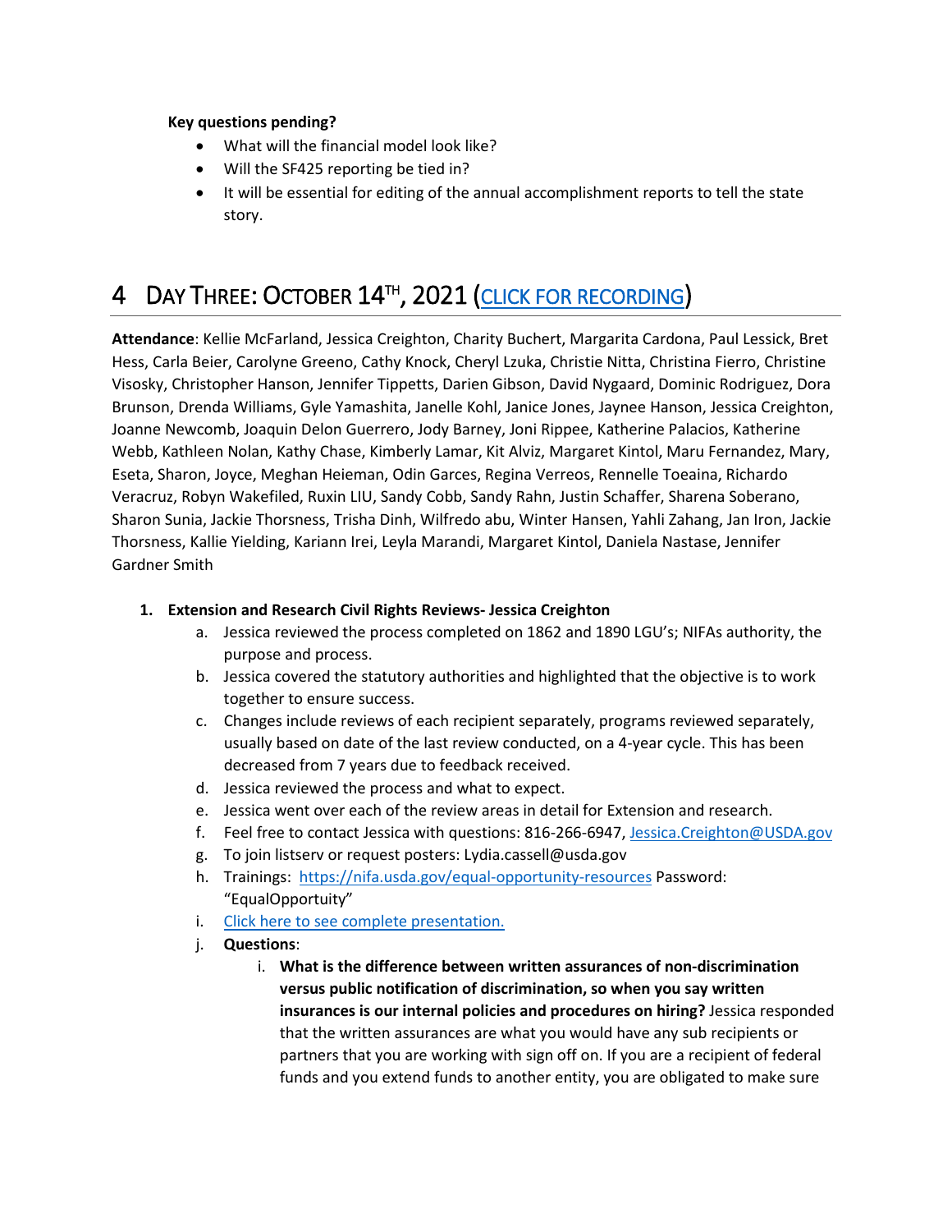**Key questions pending?**

- What will the financial model look like?
- Will the SF425 reporting be tied in?
- It will be essential for editing of the annual accomplishment reports to tell the state story.

# 4 DAY THREE: OCTOBER 14TH, 2021 ([CLICK FOR RECORDING]())

**Attendance**: Kellie McFarland, Jessica Creighton, Charity Buchert, Margarita Cardona, Paul Lessick, Bret Hess, Carla Beier, Carolyne Greeno, Cathy Knock, Cheryl Lzuka, Christie Nitta, Christina Fierro, Christine Visosky, Christopher Hanson, Jennifer Tippetts, Darien Gibson, David Nygaard, Dominic Rodriguez, Dora Brunson, Drenda Williams, Gyle Yamashita, Janelle Kohl, Janice Jones, Jaynee Hanson, Jessica Creighton, Joanne Newcomb, Joaquin Delon Guerrero, Jody Barney, Joni Rippee, Katherine Palacios, Katherine Webb, Kathleen Nolan, Kathy Chase, Kimberly Lamar, Kit Alviz, Margaret Kintol, Maru Fernandez, Mary, Eseta, Sharon, Joyce, Meghan Heieman, Odin Garces, Regina Verreos, Rennelle Toeaina, Richardo Veracruz, Robyn Wakefiled, Ruxin LIU, Sandy Cobb, Sandy Rahn, Justin Schaffer, Sharena Soberano, Sharon Sunia, Jackie Thorsness, Trisha Dinh, Wilfredo abu, Winter Hansen, Yahli Zahang, Jan Iron, Jackie Thorsness, Kallie Yielding, Kariann Irei, Leyla Marandi, Margaret Kintol, Daniela Nastase, Jennifer Gardner Smith

1. **Extension and Research Civil Rights Reviews- Jessica Creighton**
   a. Jessica reviewed the process completed on 1862 and 1890 LGU's; NIFAs authority, the purpose and process.
   b. Jessica covered the statutory authorities and highlighted that the objective is to work together to ensure success.
   c. Changes include reviews of each recipient separately, programs reviewed separately, usually based on date of the last review conducted, on a 4-year cycle. This has been decreased from 7 years due to feedback received.
   d. Jessica reviewed the process and what to expect.
   e. Jessica went over each of the review areas in detail for Extension and research.
   f. Feel free to contact Jessica with questions: 816-266-6947, [Jessica.Creighton@USDA.gov](mailto:Jessica.Creighton@USDA.gov)
   g. To join listserv or request posters: Lydia.cassell@usda.gov
   h. Trainings: [https://nifa.usda.gov/equal-opportunity-resources](https://nifa.usda.gov/equal-opportunity-resources) Password: "EqualOpportuity"
   i. [Click here to see complete presentation.]()
   j. **Questions**:
      i. **What is the difference between written assurances of non-discrimination versus public notification of discrimination, so when you say written insurances is our internal policies and procedures on hiring?** Jessica responded that the written assurances are what you would have any sub recipients or partners that you are working with sign off on. If you are a recipient of federal funds and you extend funds to another entity, you are obligated to make sure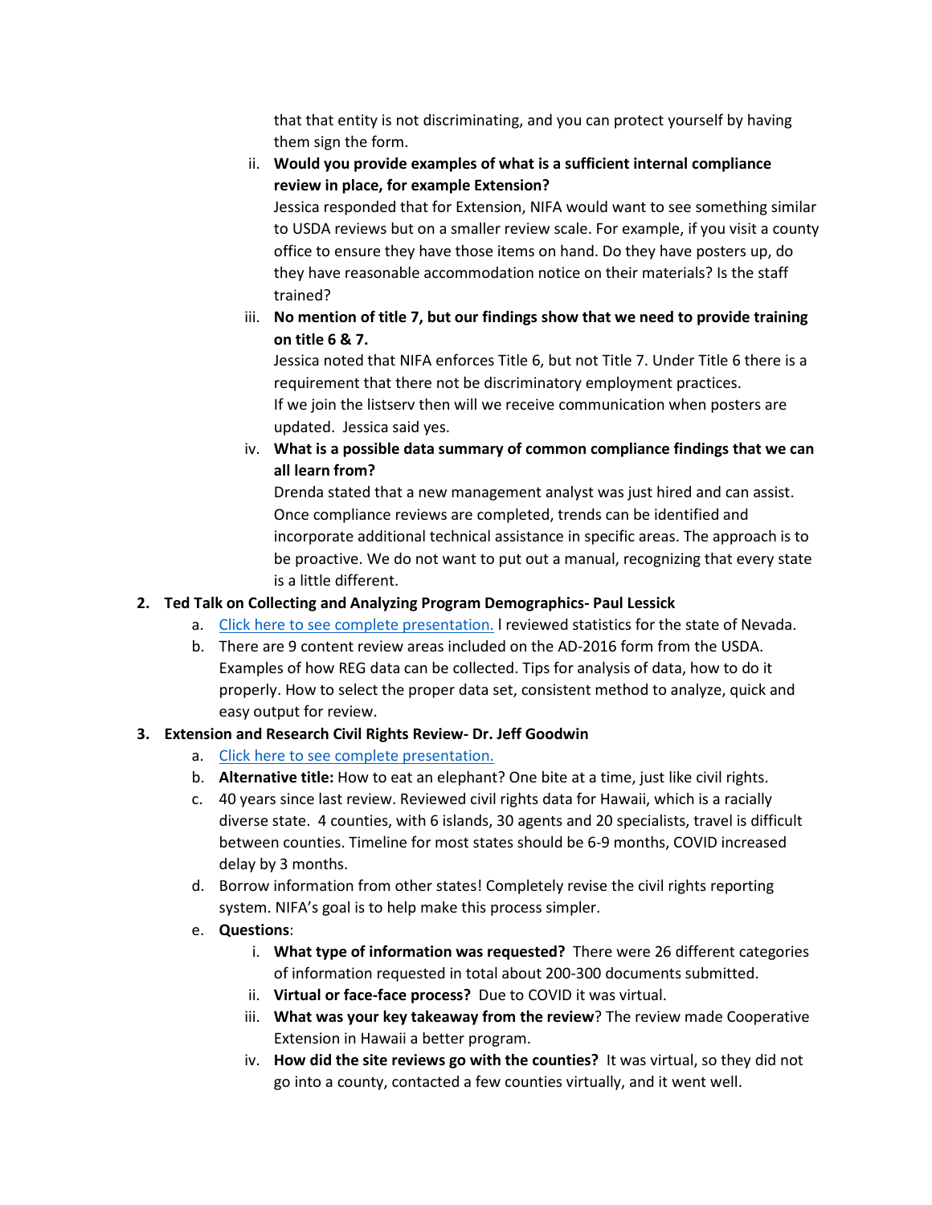that that entity is not discriminating, and you can protect yourself by having them sign the form.

   ii. **Would you provide examples of what is a sufficient internal compliance review in place, for example Extension?**
   Jessica responded that for Extension, NIFA would want to see something similar to USDA reviews but on a smaller review scale. For example, if you visit a county office to ensure they have those items on hand. Do they have posters up, do they have reasonable accommodation notice on their materials? Is the staff trained?

   iii. **No mention of title 7, but our findings show that we need to provide training on title 6 & 7.**
   Jessica noted that NIFA enforces Title 6, but not Title 7. Under Title 6 there is a requirement that there not be discriminatory employment practices.
   If we join the listserv then will we receive communication when posters are updated. Jessica said yes.

   iv. **What is a possible data summary of common compliance findings that we can all learn from?**
   Drenda stated that a new management analyst was just hired and can assist. Once compliance reviews are completed, trends can be identified and incorporate additional technical assistance in specific areas. The approach is to be proactive. We do not want to put out a manual, recognizing that every state is a little different.

2. **Ted Talk on Collecting and Analyzing Program Demographics- Paul Lessick**
   a. Click here to see complete presentation. I reviewed statistics for the state of Nevada.
   b. There are 9 content review areas included on the AD-2016 form from the USDA. Examples of how REG data can be collected. Tips for analysis of data, how to do it properly. How to select the proper data set, consistent method to analyze, quick and easy output for review.

3. **Extension and Research Civil Rights Review- Dr. Jeff Goodwin**
   a. Click here to see complete presentation.
   b. **Alternative title:** How to eat an elephant? One bite at a time, just like civil rights.
   c. 40 years since last review. Reviewed civil rights data for Hawaii, which is a racially diverse state. 4 counties, with 6 islands, 30 agents and 20 specialists, travel is difficult between counties. Timeline for most states should be 6-9 months, COVID increased delay by 3 months.
   d. Borrow information from other states! Completely revise the civil rights reporting system. NIFA's goal is to help make this process simpler.
   e. **Questions**:
      i. **What type of information was requested?** There were 26 different categories of information requested in total about 200-300 documents submitted.
      ii. **Virtual or face-face process?** Due to COVID it was virtual.
      iii. **What was your key takeaway from the review**? The review made Cooperative Extension in Hawaii a better program.
      iv. **How did the site reviews go with the counties?** It was virtual, so they did not go into a county, contacted a few counties virtually, and it went well.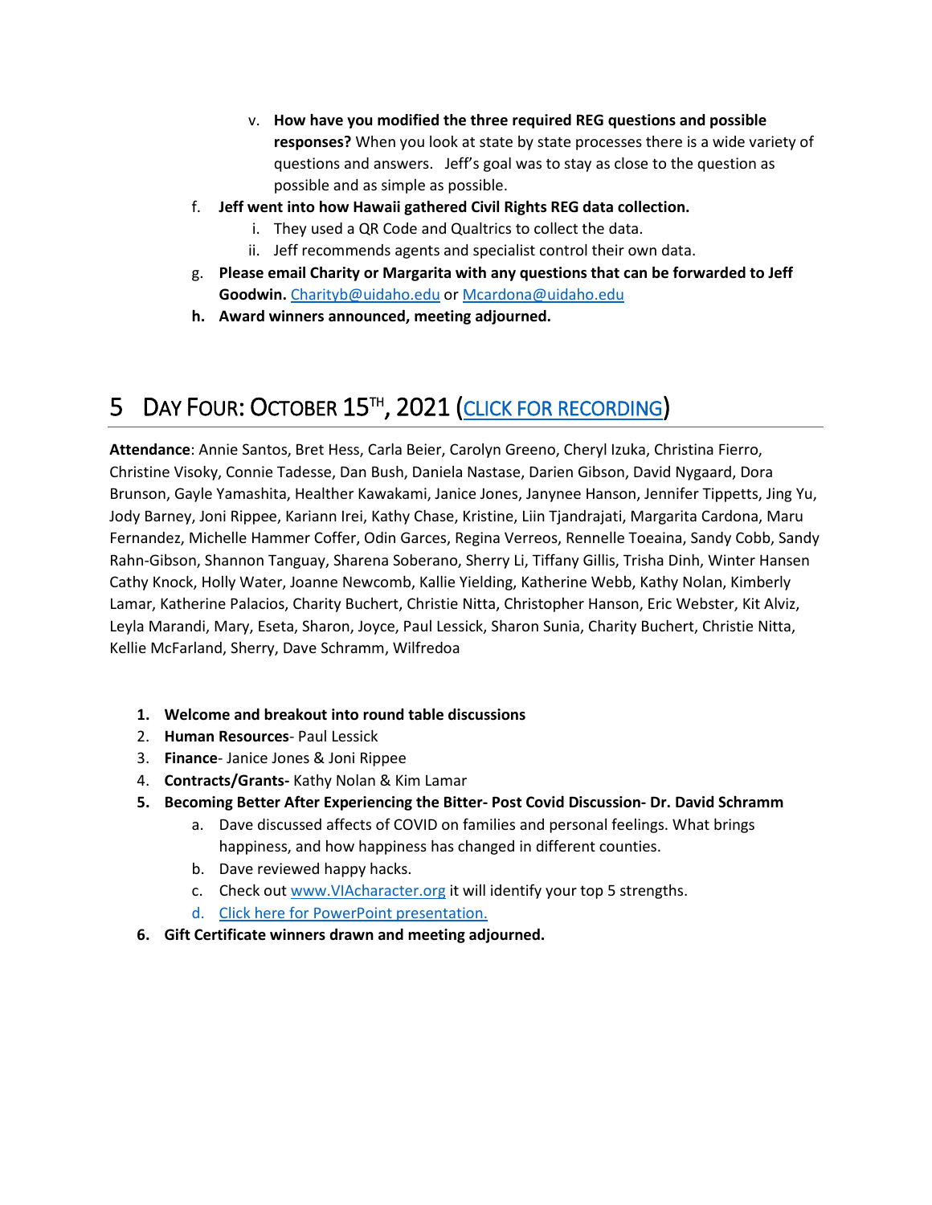v. **How have you modified the three required REG questions and possible responses?** When you look at state by state processes there is a wide variety of questions and answers. Jeff's goal was to stay as close to the question as possible and as simple as possible.

f. **Jeff went into how Hawaii gathered Civil Rights REG data collection.**
   i. They used a QR Code and Qualtrics to collect the data.
   ii. Jeff recommends agents and specialist control their own data.

g. **Please email Charity or Margarita with any questions that can be forwarded to Jeff Goodwin.** Charityb@uidaho.edu or Mcardona@uidaho.edu

h. **Award winners announced, meeting adjourned.**

# 5 Day Four: October 15TH, 2021 (Click for Recording)

**Attendance**: Annie Santos, Bret Hess, Carla Beier, Carolyn Greeno, Cheryl Izuka, Christina Fierro, Christine Visoky, Connie Tadesse, Dan Bush, Daniela Nastase, Darien Gibson, David Nygaard, Dora Brunson, Gayle Yamashita, Healther Kawakami, Janice Jones, Janynee Hanson, Jennifer Tippetts, Jing Yu, Jody Barney, Joni Rippee, Kariann Irei, Kathy Chase, Kristine, Liin Tjandrajati, Margarita Cardona, Maru Fernandez, Michelle Hammer Coffer, Odin Garces, Regina Verreos, Rennelle Toeaina, Sandy Cobb, Sandy Rahn-Gibson, Shannon Tanguay, Sharena Soberano, Sherry Li, Tiffany Gillis, Trisha Dinh, Winter Hansen Cathy Knock, Holly Water, Joanne Newcomb, Kallie Yielding, Katherine Webb, Kathy Nolan, Kimberly Lamar, Katherine Palacios, Charity Buchert, Christie Nitta, Christopher Hanson, Eric Webster, Kit Alviz, Leyla Marandi, Mary, Eseta, Sharon, Joyce, Paul Lessick, Sharon Sunia, Charity Buchert, Christie Nitta, Kellie McFarland, Sherry, Dave Schramm, Wilfredoa

1. **Welcome and breakout into round table discussions**
2. **Human Resources**- Paul Lessick
3. **Finance**- Janice Jones & Joni Rippee
4. **Contracts/Grants-** Kathy Nolan & Kim Lamar
5. **Becoming Better After Experiencing the Bitter- Post Covid Discussion- Dr. David Schramm**
   a. Dave discussed affects of COVID on families and personal feelings. What brings happiness, and how happiness has changed in different counties.
   b. Dave reviewed happy hacks.
   c. Check out www.VIAcharacter.org it will identify your top 5 strengths.
   d. Click here for PowerPoint presentation.
6. **Gift Certificate winners drawn and meeting adjourned.**